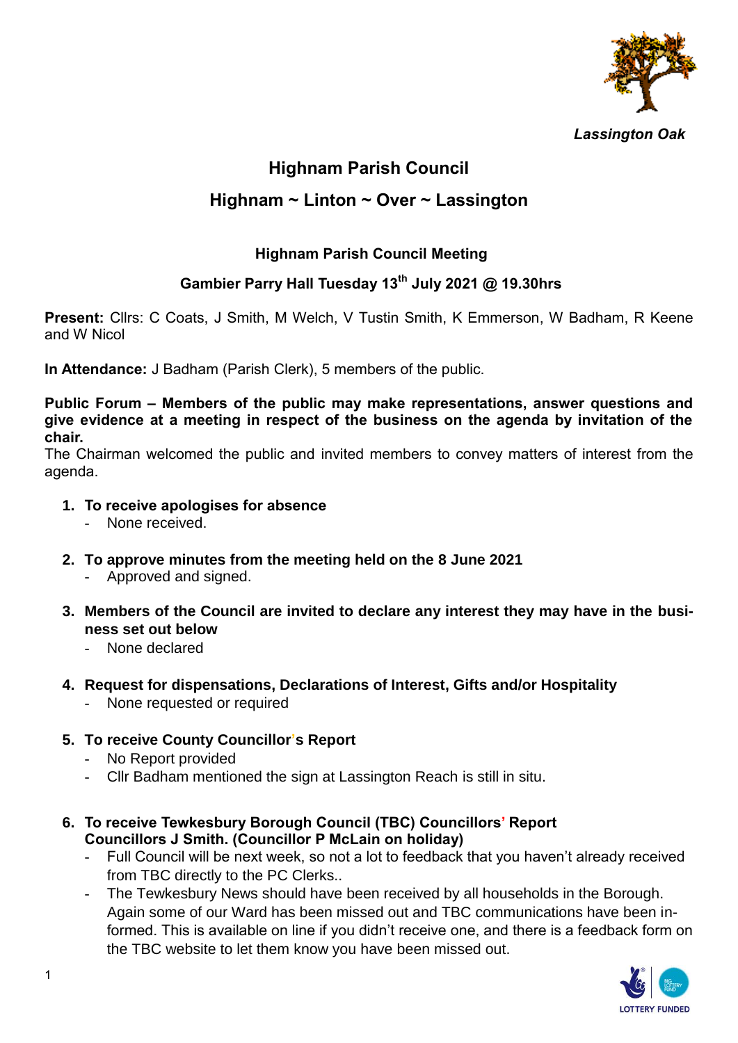*Lassington Oak*

# Highnam Parish Council

## Highnam ~ Linton ~ Over ~ Lassington

### Highnam Parish Council Meeting

### Gambier Parry Hall Tuesday 13th July 2021 @ 19.30hrs

**Present:** Cllrs: C Coats, J Smith, M Welch, V Tustin Smith, K Emmerson, W Badham, R Keene and W Nicol

**In Attendance:** J Badham (Parish Clerk), 5 members of the public.

**Public Forum – Members of the public may make representations, answer questions and give evidence at a meeting in respect of the business on the agenda by invitation of the chair.**

The Chairman welcomed the public and invited members to convey matters of interest from the agenda.

1. **To receive apologies for absence**
   - None received.

2. **To approve minutes from the meeting held on the 8 June 2021**
   - Approved and signed.

3. **Members of the Council are invited to declare any interest they may have in the business set out below**
   - None declared

4. **Request for dispensations, Declarations of Interest, Gifts and/or Hospitality**
   - None requested or required

5. **To receive County Councillor's Report**
   - No Report provided
   - Cllr Badham mentioned the sign at Lassington Reach is still in situ.

6. **To receive Tewkesbury Borough Council (TBC) Councillors' Report Councillors J Smith. (Councillor P McLain on holiday)**
   - Full Council will be next week, so not a lot to feedback that you haven't already received from TBC directly to the PC Clerks..
   - The Tewkesbury News should have been received by all households in the Borough. Again some of our Ward has been missed out and TBC communications have been informed. This is available on line if you didn't receive one, and there is a feedback form on the TBC website to let them know you have been missed out.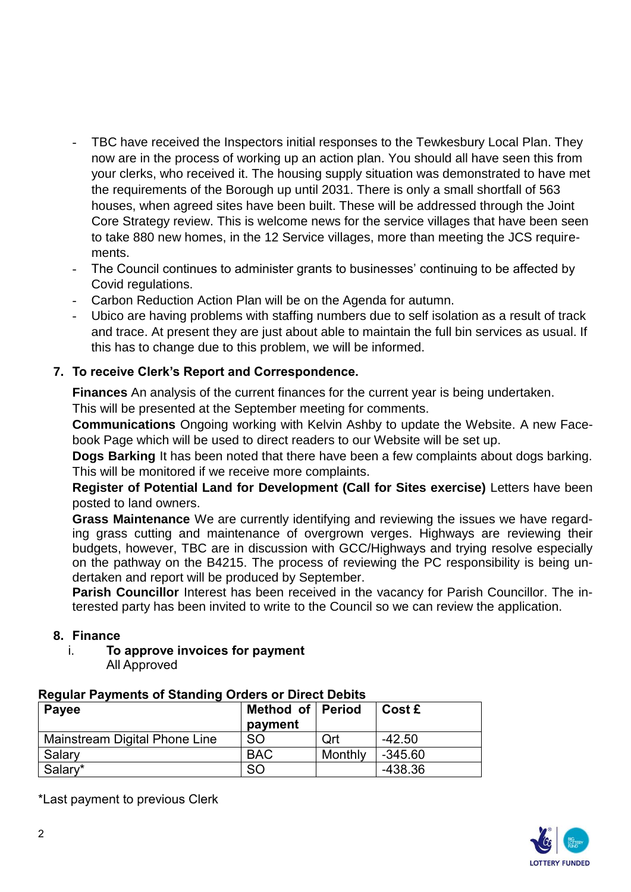- TBC have received the Inspectors initial responses to the Tewkesbury Local Plan. They now are in the process of working up an action plan. You should all have seen this from your clerks, who received it. The housing supply situation was demonstrated to have met the requirements of the Borough up until 2031. There is only a small shortfall of 563 houses, when agreed sites have been built. These will be addressed through the Joint Core Strategy review. This is welcome news for the service villages that have been seen to take 880 new homes, in the 12 Service villages, more than meeting the JCS requirements.
- The Council continues to administer grants to businesses' continuing to be affected by Covid regulations.
- Carbon Reduction Action Plan will be on the Agenda for autumn.
- Ubico are having problems with staffing numbers due to self isolation as a result of track and trace. At present they are just about able to maintain the full bin services as usual. If this has to change due to this problem, we will be informed.

## 7. To receive Clerk's Report and Correspondence.

**Finances** An analysis of the current finances for the current year is being undertaken. This will be presented at the September meeting for comments.

**Communications** Ongoing working with Kelvin Ashby to update the Website. A new Facebook Page which will be used to direct readers to our Website will be set up.

**Dogs Barking** It has been noted that there have been a few complaints about dogs barking. This will be monitored if we receive more complaints.

**Register of Potential Land for Development (Call for Sites exercise)** Letters have been posted to land owners.

**Grass Maintenance** We are currently identifying and reviewing the issues we have regarding grass cutting and maintenance of overgrown verges. Highways are reviewing their budgets, however, TBC are in discussion with GCC/Highways and trying resolve especially on the pathway on the B4215. The process of reviewing the PC responsibility is being undertaken and report will be produced by September.

**Parish Councillor** Interest has been received in the vacancy for Parish Councillor. The interested party has been invited to write to the Council so we can review the application.

## 8. Finance

i. **To approve invoices for payment**
All Approved

**Regular Payments of Standing Orders or Direct Debits**

| Payee | Method of payment | Period | Cost £ |
|---|---|---|---|
| Mainstream Digital Phone Line | SO | Qrt | -42.50 |
| Salary | BAC | Monthly | -345.60 |
| Salary* | SO | | -438.36 |

*Last payment to previous Clerk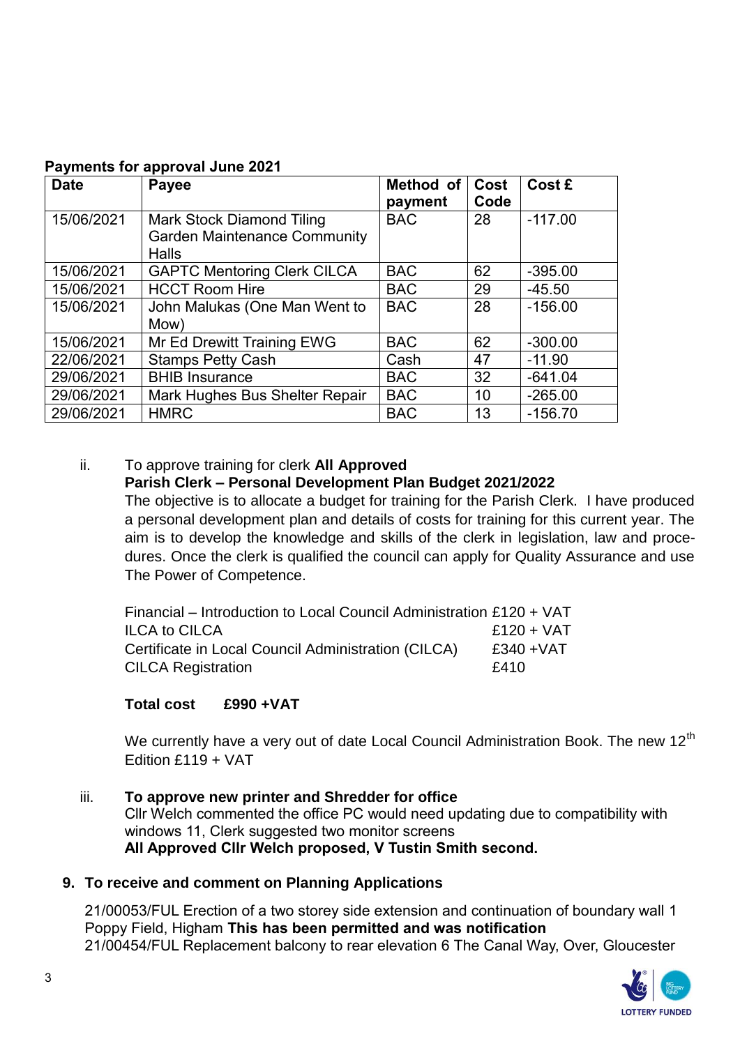**Payments for approval June 2021**

| Date | Payee | Method of payment | Cost Code | Cost £ |
|---|---|---|---|---|
| 15/06/2021 | Mark Stock Diamond Tiling Garden Maintenance Community Halls | BAC | 28 | -117.00 |
| 15/06/2021 | GAPTC Mentoring Clerk CILCA | BAC | 62 | -395.00 |
| 15/06/2021 | HCCT Room Hire | BAC | 29 | -45.50 |
| 15/06/2021 | John Malukas (One Man Went to Mow) | BAC | 28 | -156.00 |
| 15/06/2021 | Mr Ed Drewitt Training EWG | BAC | 62 | -300.00 |
| 22/06/2021 | Stamps Petty Cash | Cash | 47 | -11.90 |
| 29/06/2021 | BHIB Insurance | BAC | 32 | -641.04 |
| 29/06/2021 | Mark Hughes Bus Shelter Repair | BAC | 10 | -265.00 |
| 29/06/2021 | HMRC | BAC | 13 | -156.70 |

ii. To approve training for clerk **All Approved**

**Parish Clerk – Personal Development Plan Budget 2021/2022**

The objective is to allocate a budget for training for the Parish Clerk. I have produced a personal development plan and details of costs for training for this current year. The aim is to develop the knowledge and skills of the clerk in legislation, law and procedures. Once the clerk is qualified the council can apply for Quality Assurance and use The Power of Competence.

Financial – Introduction to Local Council Administration £120 + VAT
ILCA to CILCA £120 + VAT
Certificate in Local Council Administration (CILCA) £340 +VAT
CILCA Registration £410

**Total cost £990 +VAT**

We currently have a very out of date Local Council Administration Book. The new 12th Edition £119 + VAT

iii. **To approve new printer and Shredder for office**

Cllr Welch commented the office PC would need updating due to compatibility with windows 11, Clerk suggested two monitor screens

**All Approved Cllr Welch proposed, V Tustin Smith second.**

## 9. To receive and comment on Planning Applications

21/00053/FUL Erection of a two storey side extension and continuation of boundary wall 1 Poppy Field, Higham **This has been permitted and was notification**

21/00454/FUL Replacement balcony to rear elevation 6 The Canal Way, Over, Gloucester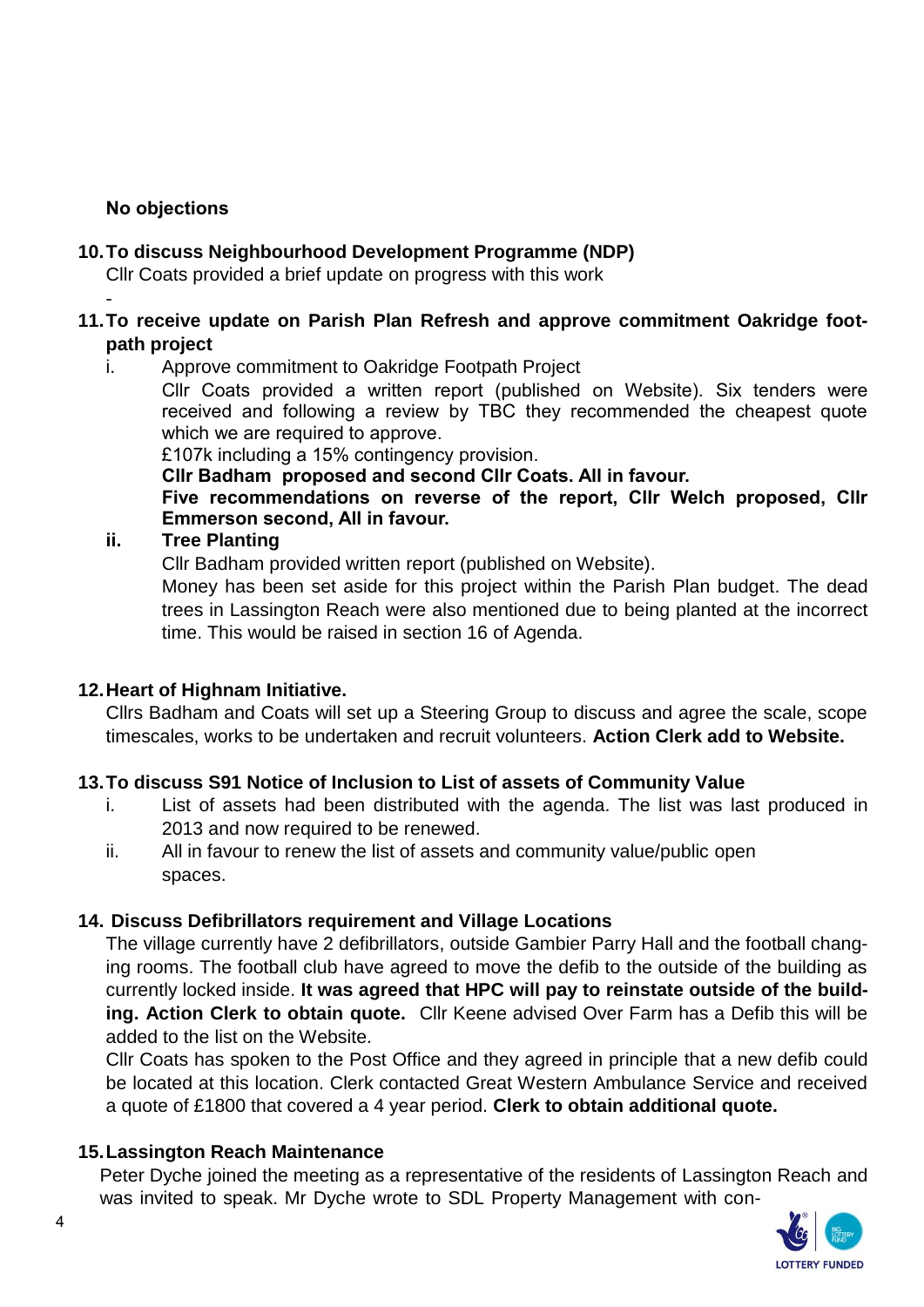**No objections**

**10. To discuss Neighbourhood Development Programme (NDP)**

Cllr Coats provided a brief update on progress with this work

-

**11. To receive update on Parish Plan Refresh and approve commitment Oakridge footpath project**

i. Approve commitment to Oakridge Footpath Project

Cllr Coats provided a written report (published on Website). Six tenders were received and following a review by TBC they recommended the cheapest quote which we are required to approve.

£107k including a 15% contingency provision.

**Cllr Badham proposed and second Cllr Coats. All in favour.**

**Five recommendations on reverse of the report, Cllr Welch proposed, Cllr Emmerson second, All in favour.**

**ii. Tree Planting**

Cllr Badham provided written report (published on Website).

Money has been set aside for this project within the Parish Plan budget. The dead trees in Lassington Reach were also mentioned due to being planted at the incorrect time. This would be raised in section 16 of Agenda.

**12. Heart of Highnam Initiative.**

Cllrs Badham and Coats will set up a Steering Group to discuss and agree the scale, scope timescales, works to be undertaken and recruit volunteers. **Action Clerk add to Website.**

**13. To discuss S91 Notice of Inclusion to List of assets of Community Value**

i. List of assets had been distributed with the agenda. The list was last produced in 2013 and now required to be renewed.

ii. All in favour to renew the list of assets and community value/public open spaces.

**14. Discuss Defibrillators requirement and Village Locations**

The village currently have 2 defibrillators, outside Gambier Parry Hall and the football changing rooms. The football club have agreed to move the defib to the outside of the building as currently locked inside. **It was agreed that HPC will pay to reinstate outside of the building. Action Clerk to obtain quote.** Cllr Keene advised Over Farm has a Defib this will be added to the list on the Website.

Cllr Coats has spoken to the Post Office and they agreed in principle that a new defib could be located at this location. Clerk contacted Great Western Ambulance Service and received a quote of £1800 that covered a 4 year period. **Clerk to obtain additional quote.**

**15. Lassington Reach Maintenance**

Peter Dyche joined the meeting as a representative of the residents of Lassington Reach and was invited to speak. Mr Dyche wrote to SDL Property Management with con-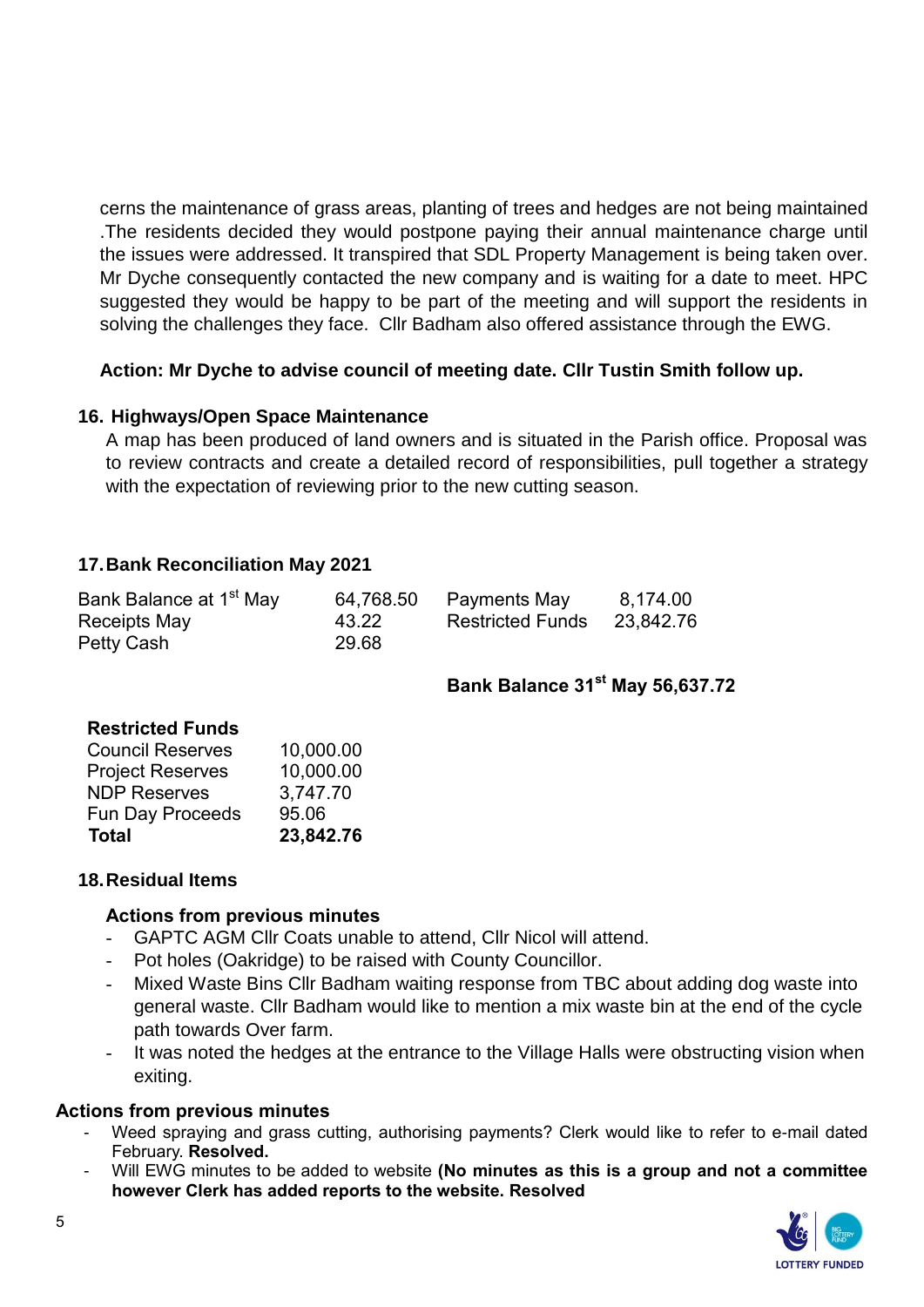cerns the maintenance of grass areas, planting of trees and hedges are not being maintained .The residents decided they would postpone paying their annual maintenance charge until the issues were addressed. It transpired that SDL Property Management is being taken over. Mr Dyche consequently contacted the new company and is waiting for a date to meet. HPC suggested they would be happy to be part of the meeting and will support the residents in solving the challenges they face. Cllr Badham also offered assistance through the EWG.

**Action: Mr Dyche to advise council of meeting date. Cllr Tustin Smith follow up.**

## 16. Highways/Open Space Maintenance

A map has been produced of land owners and is situated in the Parish office. Proposal was to review contracts and create a detailed record of responsibilities, pull together a strategy with the expectation of reviewing prior to the new cutting season.

## 17. Bank Reconciliation May 2021

| | | | |
|---|---|---|---|
| Bank Balance at 1st May | 64,768.50 | Payments May | 8,174.00 |
| Receipts May | 43.22 | Restricted Funds | 23,842.76 |
| Petty Cash | 29.68 | | |

**Bank Balance 31st May 56,637.72**

| **Restricted Funds** | |
|---|---|
| Council Reserves | 10,000.00 |
| Project Reserves | 10,000.00 |
| NDP Reserves | 3,747.70 |
| Fun Day Proceeds | 95.06 |
| **Total** | **23,842.76** |

## 18. Residual Items

### Actions from previous minutes

- GAPTC AGM Cllr Coats unable to attend, Cllr Nicol will attend.
- Pot holes (Oakridge) to be raised with County Councillor.
- Mixed Waste Bins Cllr Badham waiting response from TBC about adding dog waste into general waste. Cllr Badham would like to mention a mix waste bin at the end of the cycle path towards Over farm.
- It was noted the hedges at the entrance to the Village Halls were obstructing vision when exiting.

### Actions from previous minutes

- Weed spraying and grass cutting, authorising payments? Clerk would like to refer to e-mail dated February. **Resolved.**
- Will EWG minutes to be added to website **(No minutes as this is a group and not a committee however Clerk has added reports to the website. Resolved**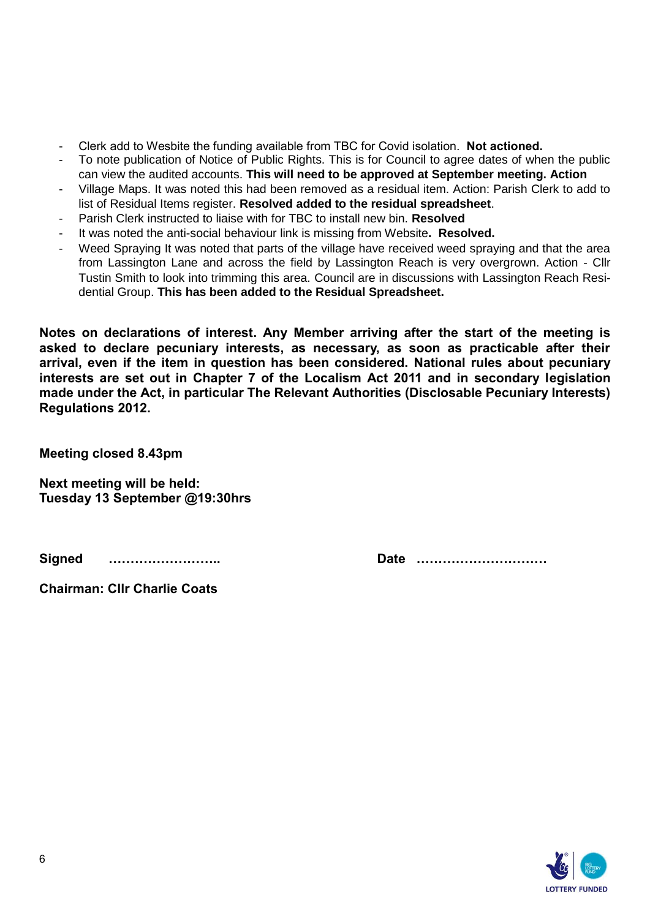- Clerk add to Wesbite the funding available from TBC for Covid isolation. **Not actioned.**
- To note publication of Notice of Public Rights. This is for Council to agree dates of when the public can view the audited accounts. **This will need to be approved at September meeting. Action**
- Village Maps. It was noted this had been removed as a residual item. Action: Parish Clerk to add to list of Residual Items register. **Resolved added to the residual spreadsheet**.
- Parish Clerk instructed to liaise with for TBC to install new bin. **Resolved**
- It was noted the anti-social behaviour link is missing from Website**. Resolved.**
- Weed Spraying It was noted that parts of the village have received weed spraying and that the area from Lassington Lane and across the field by Lassington Reach is very overgrown. Action - Cllr Tustin Smith to look into trimming this area. Council are in discussions with Lassington Reach Residential Group. **This has been added to the Residual Spreadsheet.**

**Notes on declarations of interest. Any Member arriving after the start of the meeting is asked to declare pecuniary interests, as necessary, as soon as practicable after their arrival, even if the item in question has been considered. National rules about pecuniary interests are set out in Chapter 7 of the Localism Act 2011 and in secondary legislation made under the Act, in particular The Relevant Authorities (Disclosable Pecuniary Interests) Regulations 2012.**

**Meeting closed 8.43pm**

**Next meeting will be held:**
**Tuesday 13 September @19:30hrs**

**Signed ……………………..** **Date …………………………**

**Chairman: Cllr Charlie Coats**

LOTTERY FUNDED